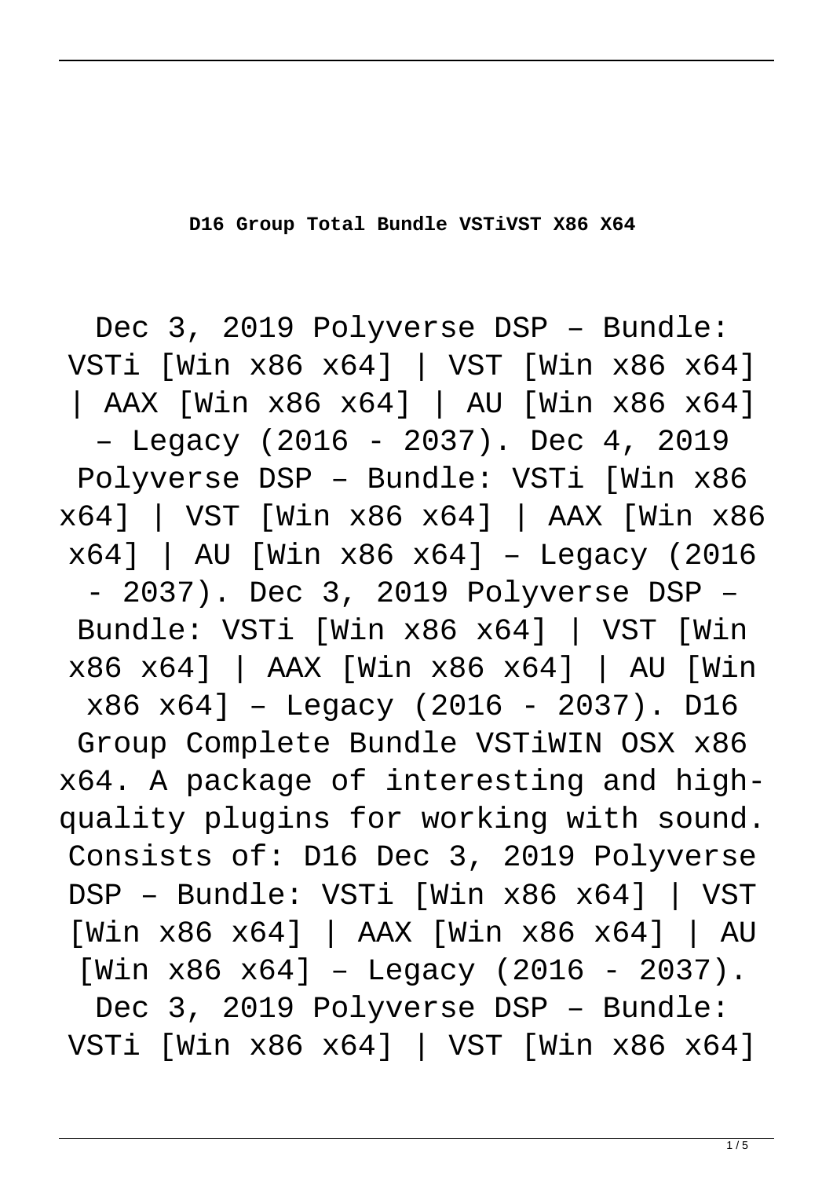**D16 Group Total Bundle VSTiVST X86 X64**

Dec 3, 2019 Polyverse DSP – Bundle: VSTi [Win x86 x64] | VST [Win x86 x64] | AAX [Win x86 x64] | AU [Win x86 x64] – Legacy (2016 - 2037). Dec 4, 2019 Polyverse DSP – Bundle: VSTi [Win x86 x64] | VST [Win x86 x64] | AAX [Win x86 x64] | AU [Win x86 x64] – Legacy (2016 - 2037). Dec 3, 2019 Polyverse DSP – Bundle: VSTi [Win x86 x64] | VST [Win x86 x64] | AAX [Win x86 x64] | AU [Win x86 x64] – Legacy (2016 - 2037). D16 Group Complete Bundle VSTiWIN OSX x86 x64. A package of interesting and high-quality plugins for working with sound. Consists of: D16 Dec 3, 2019 Polyverse DSP – Bundle: VSTi [Win x86 x64] | VST [Win x86 x64] | AAX [Win x86 x64] | AU [Win x86 x64] – Legacy (2016 - 2037). Dec 3, 2019 Polyverse DSP – Bundle: VSTi [Win x86 x64] | VST [Win x86 x64]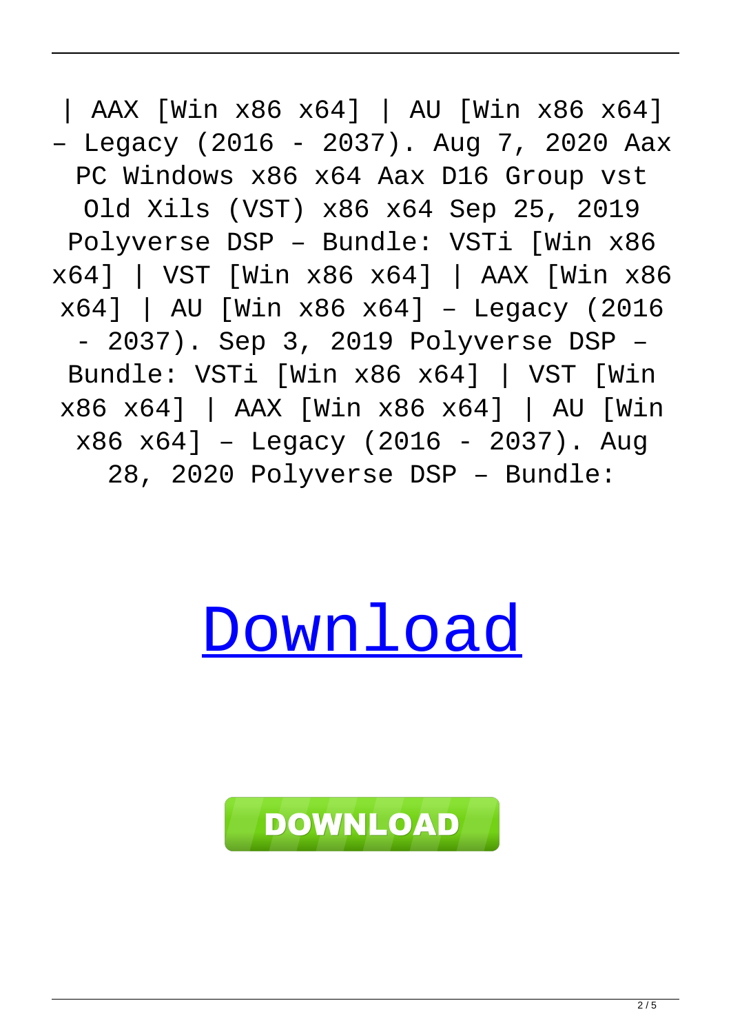| AAX [Win x86 x64] | AU [Win x86 x64] – Legacy (2016 - 2037). Aug 7, 2020 Aax PC Windows x86 x64 Aax D16 Group vst Old Xils (VST) x86 x64 Sep 25, 2019 Polyverse DSP – Bundle: VSTi [Win x86 x64] | VST [Win x86 x64] | AAX [Win x86 x64] | AU [Win x86 x64] – Legacy (2016 - 2037). Sep 3, 2019 Polyverse DSP – Bundle: VSTi [Win x86 x64] | VST [Win x86 x64] | AAX [Win x86 x64] | AU [Win x86 x64] – Legacy (2016 - 2037). Aug 28, 2020 Polyverse DSP – Bundle:

# [Download]()

**DOWNLOAD**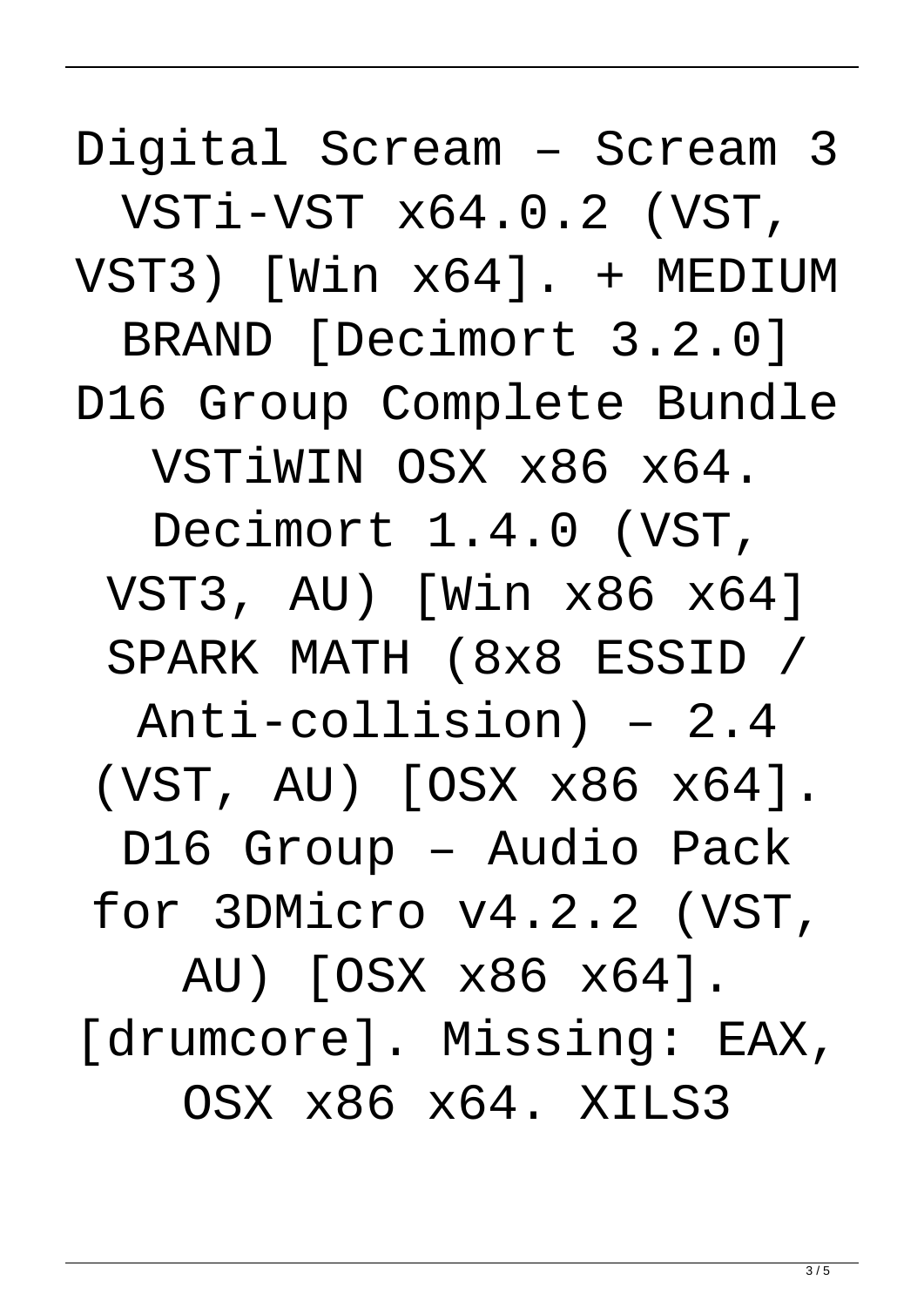Digital Scream – Scream 3 VSTi-VST x64.0.2 (VST, VST3) [Win x64]. + MEDIUM BRAND [Decimort 3.2.0] D16 Group Complete Bundle VSTiWIN OSX x86 x64. Decimort 1.4.0 (VST, VST3, AU) [Win x86 x64] SPARK MATH (8x8 ESSID / Anti-collision) – 2.4 (VST, AU) [OSX x86 x64]. D16 Group – Audio Pack for 3DMicro v4.2.2 (VST, AU) [OSX x86 x64]. [drumcore]. Missing: EAX, OSX x86 x64. XILS3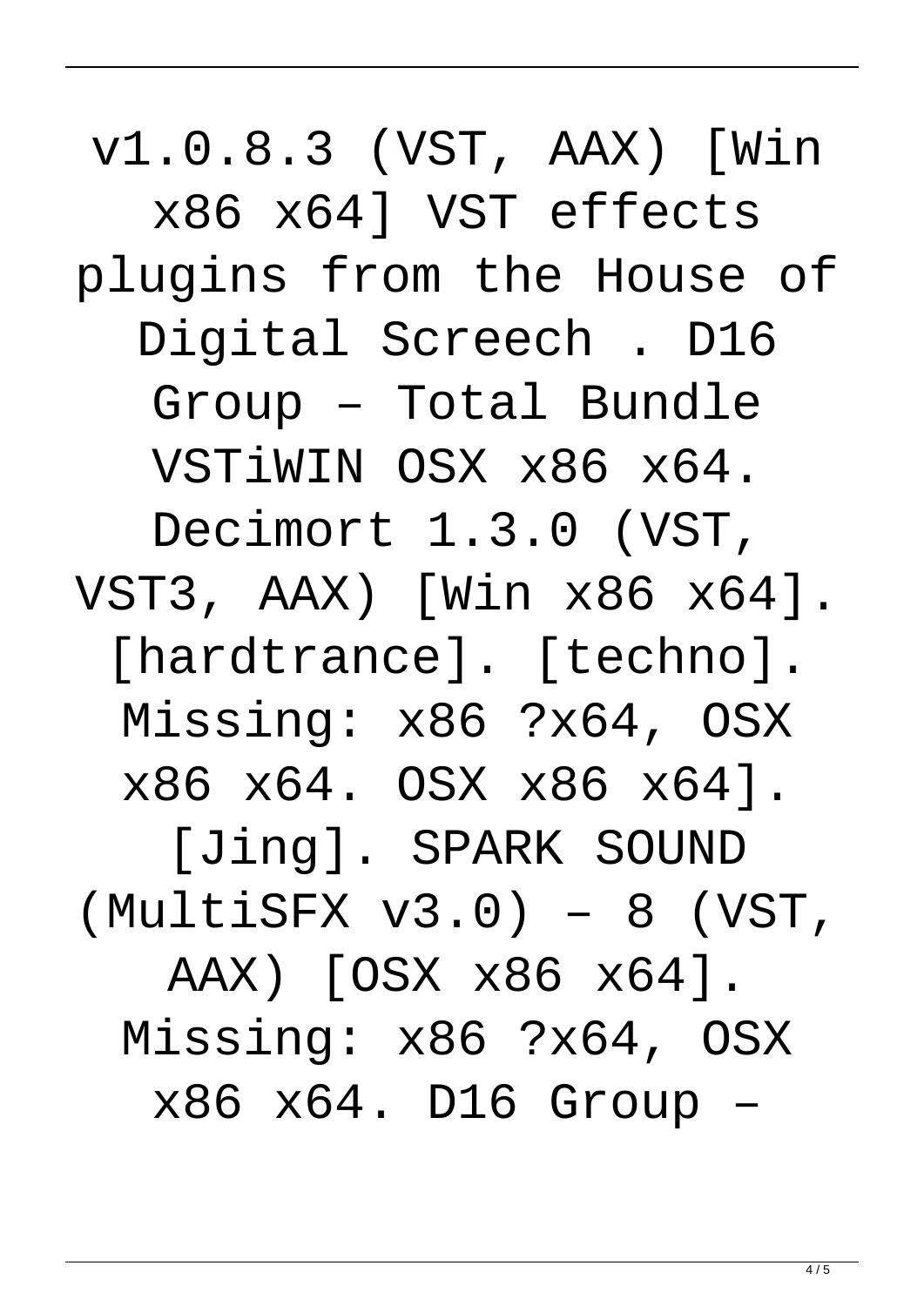v1.0.8.3 (VST, AAX) [Win x86 x64] VST effects plugins from the House of Digital Screech . D16 Group – Total Bundle VSTiWIN OSX x86 x64. Decimort 1.3.0 (VST, VST3, AAX) [Win x86 x64]. [hardtrance]. [techno]. Missing: x86 ?x64, OSX x86 x64. OSX x86 x64]. [Jing]. SPARK SOUND (MultiSFX v3.0) – 8 (VST, AAX) [OSX x86 x64]. Missing: x86 ?x64, OSX x86 x64. D16 Group –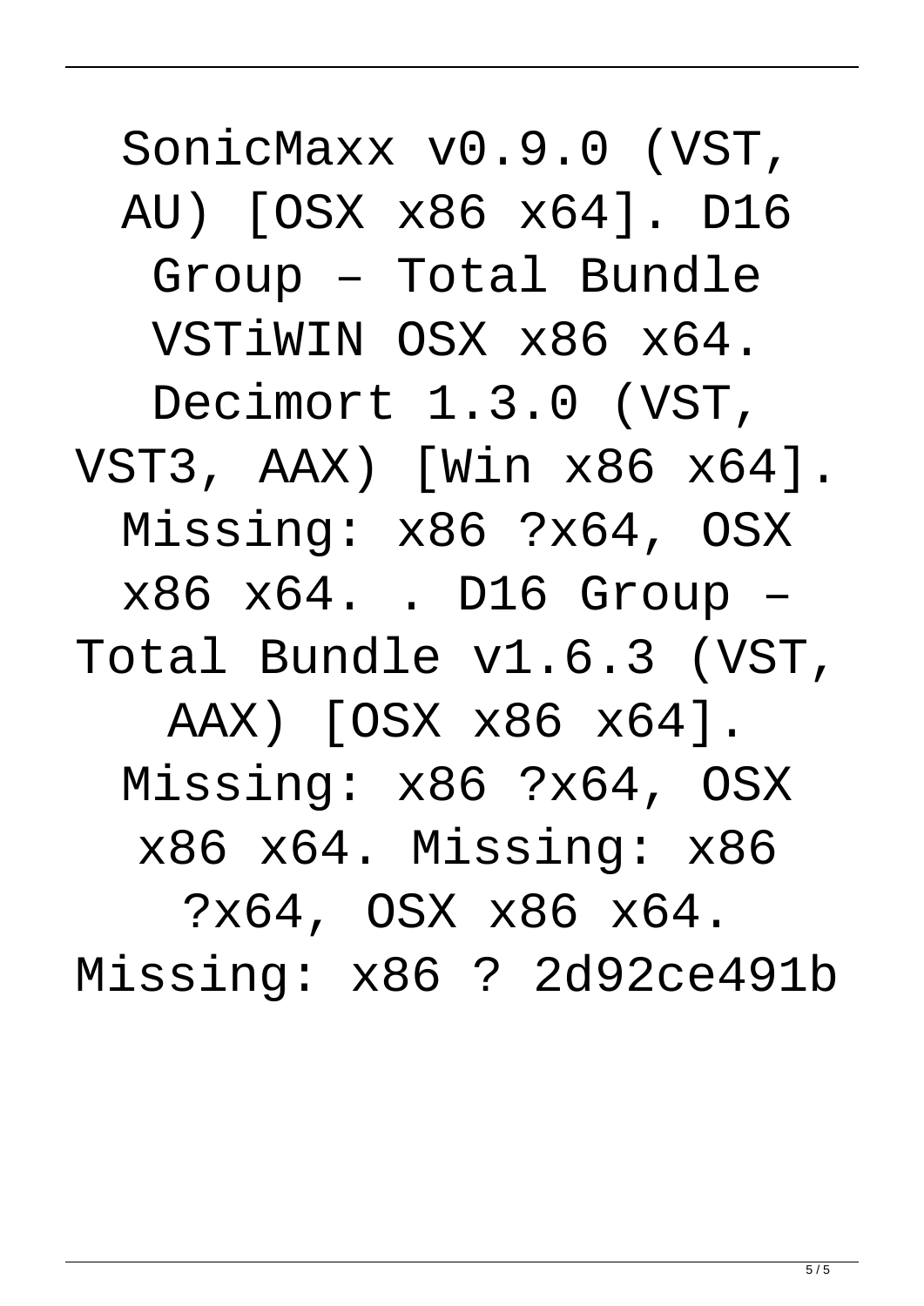SonicMaxx v0.9.0 (VST, AU) [OSX x86 x64]. D16 Group – Total Bundle VSTiWIN OSX x86 x64. Decimort 1.3.0 (VST, VST3, AAX) [Win x86 x64]. Missing: x86 ?x64, OSX x86 x64. . D16 Group – Total Bundle v1.6.3 (VST, AAX) [OSX x86 x64]. Missing: x86 ?x64, OSX x86 x64. Missing: x86 ?x64, OSX x86 x64. Missing: x86 ? 2d92ce491b